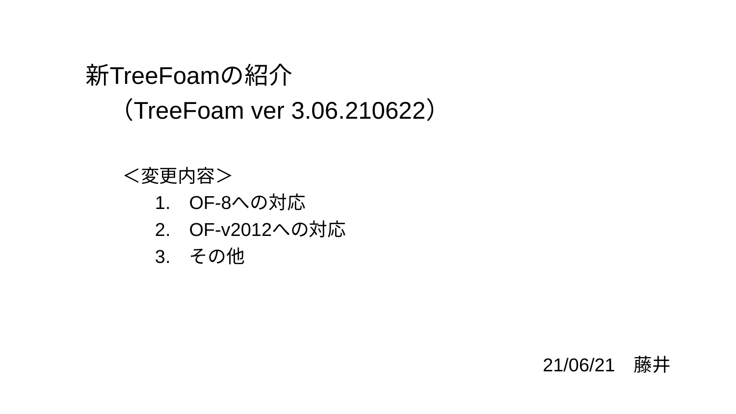# 新TreeFoamの紹介

（TreeFoam ver 3.06.210622）

＜変更内容＞

1. OF-8への対応
2. OF-v2012への対応
3. その他

21/06/21　藤井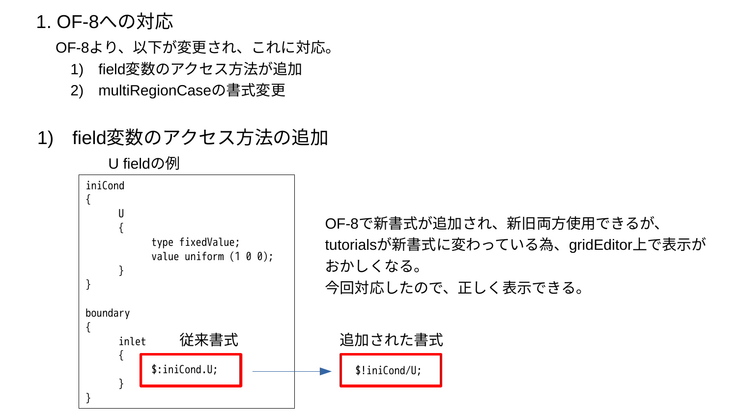# 1. OF-8への対応

OF-8より、以下が変更され、これに対応。

1) field変数のアクセス方法が追加
2) multiRegionCaseの書式変更

## 1) field変数のアクセス方法の追加

U fieldの例

```
iniCond
{
    U
    {
        type fixedValue;
        value uniform (1 0 0);
    }
}

boundary
{
    inlet
    {
        $:iniCond.U;
    }
}
```

従来書式

```
$:iniCond.U;
```

↓

追加された書式

```
$!iniCond/U;
```

OF-8で新書式が追加され、新旧両方使用できるが、tutorialsが新書式に変わっている為、gridEditor上で表示がおかしくなる。
今回対応したので、正しく表示できる。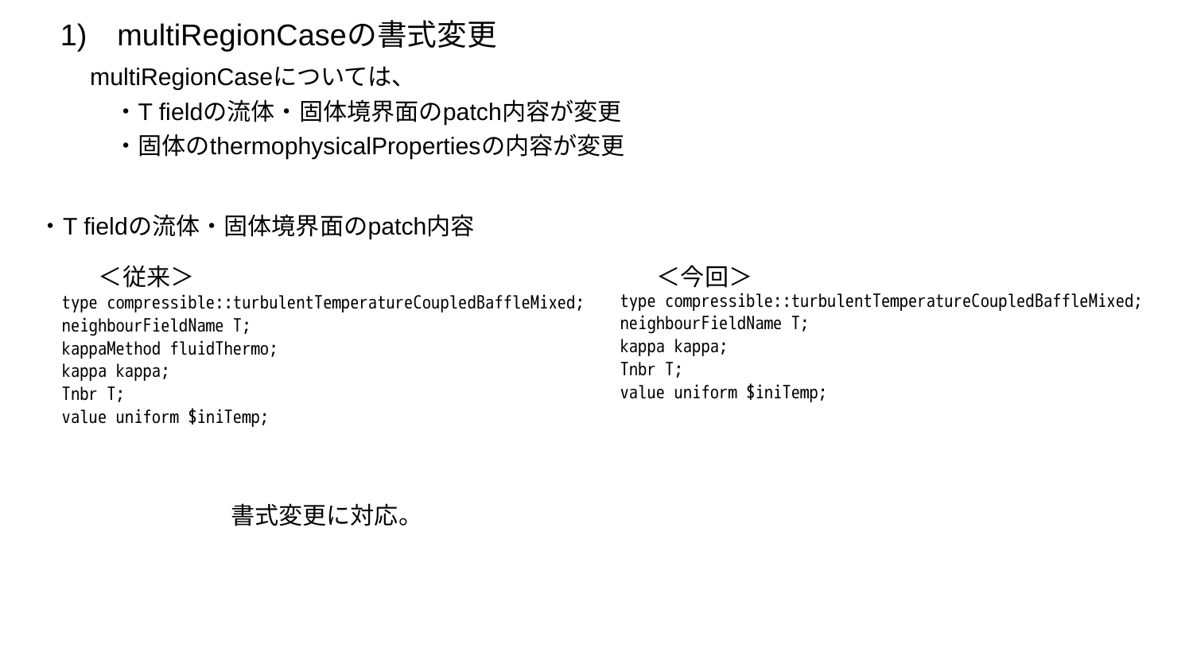# 1)　multiRegionCaseの書式変更

multiRegionCaseについては、

- T fieldの流体・固体境界面のpatch内容が変更
- 固体のthermophysicalPropertiesの内容が変更

・T fieldの流体・固体境界面のpatch内容

＜従来＞

```
type compressible::turbulentTemperatureCoupledBaffleMixed;
neighbourFieldName T;
kappaMethod fluidThermo;
kappa kappa;
Tnbr T;
value uniform $iniTemp;
```

＜今回＞

```
type compressible::turbulentTemperatureCoupledBaffleMixed;
neighbourFieldName T;
kappa kappa;
Tnbr T;
value uniform $iniTemp;
```

書式変更に対応。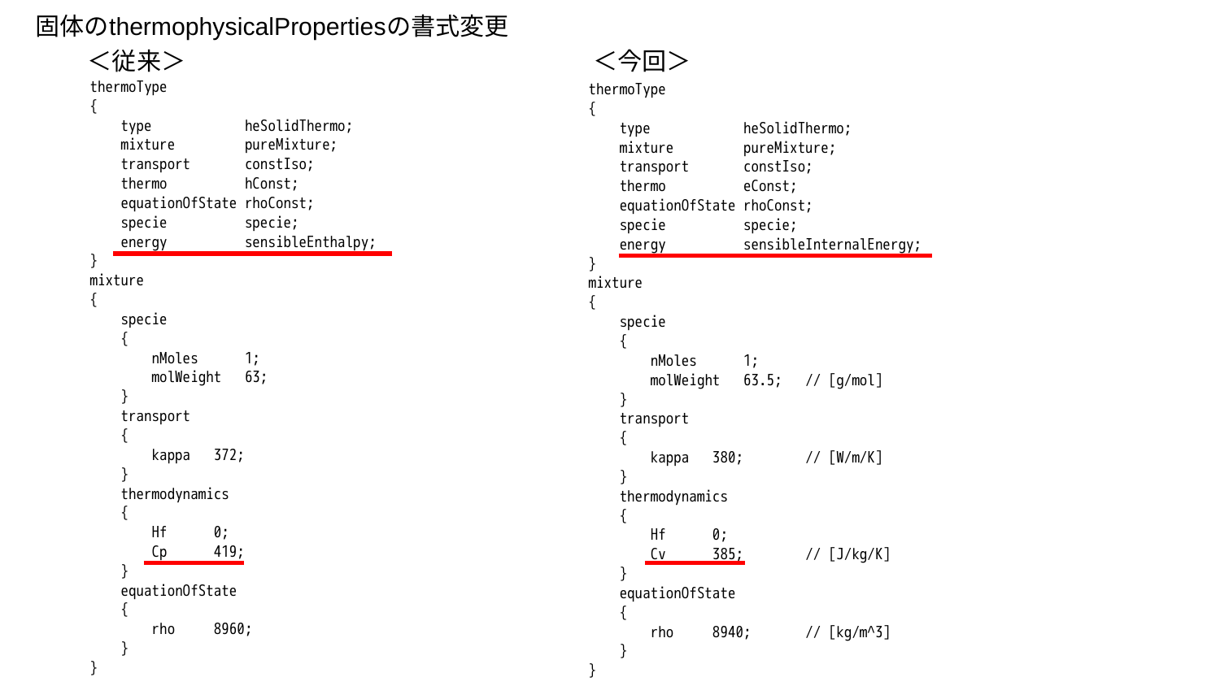# 固体のthermophysicalPropertiesの書式変更

## ＜従来＞

```
thermoType
{
    type            heSolidThermo;
    mixture         pureMixture;
    transport       constIso;
    thermo          hConst;
    equationOfState rhoConst;
    specie          specie;
    energy          sensibleEnthalpy;
}
mixture
{
    specie
    {
        nMoles      1;
        molWeight   63;
    }
    transport
    {
        kappa   372;
    }
    thermodynamics
    {
        Hf      0;
        Cp      419;
    }
    equationOfState
    {
        rho     8960;
    }
}
```

## ＜今回＞

```
thermoType
{
    type            heSolidThermo;
    mixture         pureMixture;
    transport       constIso;
    thermo          eConst;
    equationOfState rhoConst;
    specie          specie;
    energy          sensibleInternalEnergy;
}
mixture
{
    specie
    {
        nMoles      1;
        molWeight   63.5;   // [g/mol]
    }
    transport
    {
        kappa   380;        // [W/m/K]
    }
    thermodynamics
    {
        Hf      0;
        Cv      385;        // [J/kg/K]
    }
    equationOfState
    {
        rho     8940;       // [kg/m^3]
    }
}
```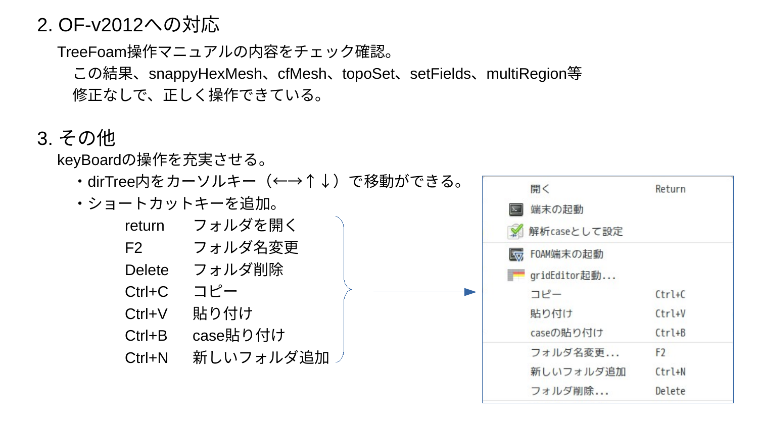## 2. OF-v2012への対応

TreeFoam操作マニュアルの内容をチェック確認。

この結果、snappyHexMesh、cfMesh、topoSet、setFields、multiRegion等修正なしで、正しく操作できている。

## 3. その他

keyBoardの操作を充実させる。

- dirTree内をカーソルキー（←→↑↓）で移動ができる。
- ショートカットキーを追加。

| | |
|---|---|
| return | フォルダを開く |
| F2 | フォルダ名変更 |
| Delete | フォルダ削除 |
| Ctrl+C | コピー |
| Ctrl+V | 貼り付け |
| Ctrl+B | case貼り付け |
| Ctrl+N | 新しいフォルダ追加 |

| | |
|---|---|
| 開く | Return |
| 端末の起動 | |
| 解析caseとして設定 | |
| FOAM端末の起動 | |
| gridEditor起動... | |
| コピー | Ctrl+C |
| 貼り付け | Ctrl+V |
| caseの貼り付け | Ctrl+B |
| フォルダ名変更... | F2 |
| 新しいフォルダ追加 | Ctrl+N |
| フォルダ削除... | Delete |